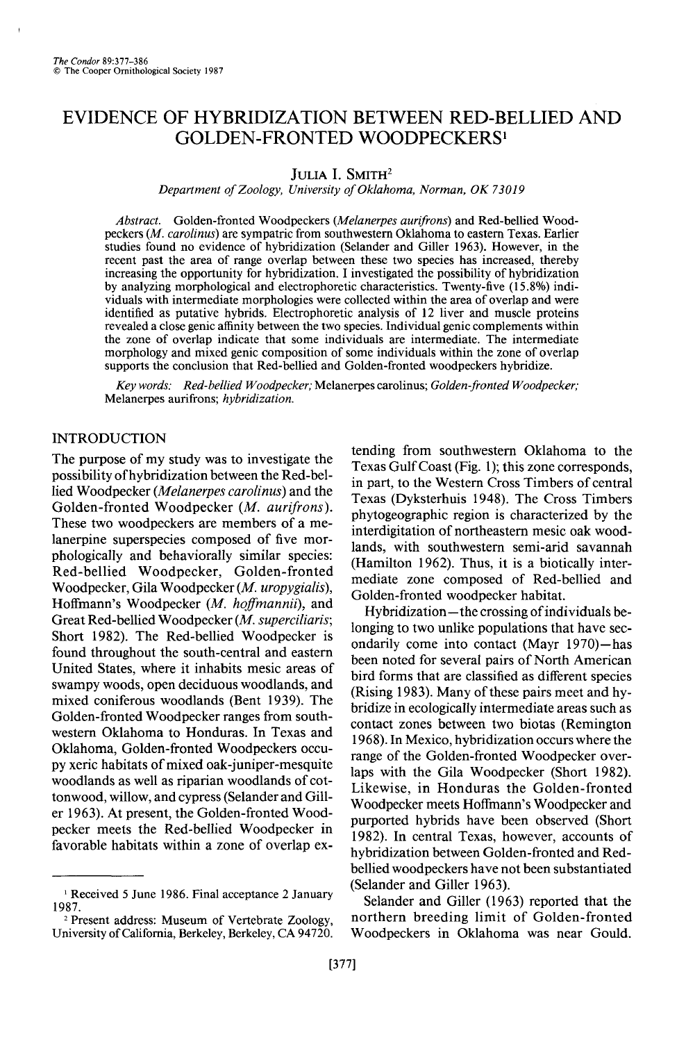# EVIDENCE OF HYBRIDIZATION BETWEEN RED-BELLIED AND GOLDEN-FRONTED WOODPECKERS[1]

JULIA I. SMITH[2]

*Department of Zoology, University of Oklahoma, Norman, OK 73019*

*Abstract.* Golden-fronted Woodpeckers (*Melanerpes aurifrons*) and Red-bellied Woodpeckers (*M. carolinus*) are sympatric from southwestern Oklahoma to eastern Texas. Earlier studies found no evidence of hybridization (Selander and Giller 1963). However, in the recent past the area of range overlap between these two species has increased, thereby increasing the opportunity for hybridization. I investigated the possibility of hybridization by analyzing morphological and electrophoretic characteristics. Twenty-five (15.8%) individuals with intermediate morphologies were collected within the area of overlap and were identified as putative hybrids. Electrophoretic analysis of 12 liver and muscle proteins revealed a close genic affinity between the two species. Individual genic complements within the zone of overlap indicate that some individuals are intermediate. The intermediate morphology and mixed genic composition of some individuals within the zone of overlap supports the conclusion that Red-bellied and Golden-fronted woodpeckers hybridize.

*Key words: Red-bellied Woodpecker;* Melanerpes carolinus; *Golden-fronted Woodpecker;* Melanerpes aurifrons; *hybridization.*

## INTRODUCTION

The purpose of my study was to investigate the possibility of hybridization between the Red-bellied Woodpecker (*Melanerpes carolinus*) and the Golden-fronted Woodpecker (*M. aurifrons*). These two woodpeckers are members of a melanerpine superspecies composed of five morphologically and behaviorally similar species: Red-bellied Woodpecker, Golden-fronted Woodpecker, Gila Woodpecker (*M. uropygialis*), Hoffmann's Woodpecker (*M. hoffmannii*), and Great Red-bellied Woodpecker (*M. superciliaris*; Short 1982). The Red-bellied Woodpecker is found throughout the south-central and eastern United States, where it inhabits mesic areas of swampy woods, open deciduous woodlands, and mixed coniferous woodlands (Bent 1939). The Golden-fronted Woodpecker ranges from southwestern Oklahoma to Honduras. In Texas and Oklahoma, Golden-fronted Woodpeckers occupy xeric habitats of mixed oak-juniper-mesquite woodlands as well as riparian woodlands of cottonwood, willow, and cypress (Selander and Giller 1963). At present, the Golden-fronted Woodpecker meets the Red-bellied Woodpecker in favorable habitats within a zone of overlap extending from southwestern Oklahoma to the Texas Gulf Coast (Fig. 1); this zone corresponds, in part, to the Western Cross Timbers of central Texas (Dyksterhuis 1948). The Cross Timbers phytogeographic region is characterized by the interdigitation of northeastern mesic oak woodlands, with southwestern semi-arid savannah (Hamilton 1962). Thus, it is a biotically intermediate zone composed of Red-bellied and Golden-fronted woodpecker habitat.

Hybridization—the crossing of individuals belonging to two unlike populations that have secondarily come into contact (Mayr 1970)—has been noted for several pairs of North American bird forms that are classified as different species (Rising 1983). Many of these pairs meet and hybridize in ecologically intermediate areas such as contact zones between two biotas (Remington 1968). In Mexico, hybridization occurs where the range of the Golden-fronted Woodpecker overlaps with the Gila Woodpecker (Short 1982). Likewise, in Honduras the Golden-fronted Woodpecker meets Hoffmann's Woodpecker and purported hybrids have been observed (Short 1982). In central Texas, however, accounts of hybridization between Golden-fronted and Red-bellied woodpeckers have not been substantiated (Selander and Giller 1963).

Selander and Giller (1963) reported that the northern breeding limit of Golden-fronted Woodpeckers in Oklahoma was near Gould.

---

[1] Received 5 June 1986. Final acceptance 2 January 1987.

[2] Present address: Museum of Vertebrate Zoology, University of California, Berkeley, Berkeley, CA 94720.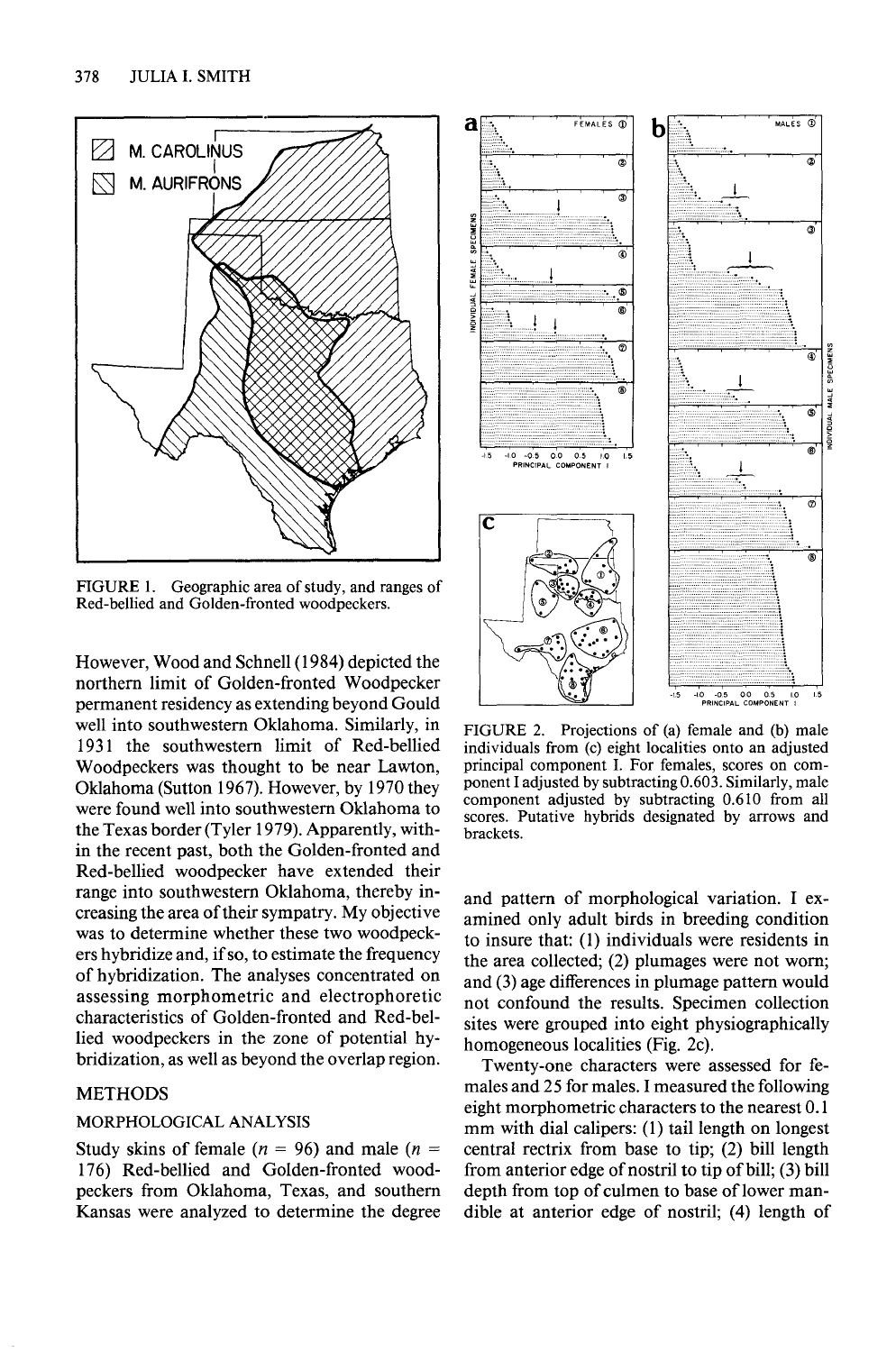FIGURE 1. Geographic area of study, and ranges of Red-bellied and Golden-fronted woodpeckers.

FIGURE 2. Projections of (a) female and (b) male individuals from (c) eight localities onto an adjusted principal component I. For females, scores on component I adjusted by subtracting 0.603. Similarly, male component adjusted by subtracting 0.610 from all scores. Putative hybrids designated by arrows and brackets.

However, Wood and Schnell (1984) depicted the northern limit of Golden-fronted Woodpecker permanent residency as extending beyond Gould well into southwestern Oklahoma. Similarly, in 1931 the southwestern limit of Red-bellied Woodpeckers was thought to be near Lawton, Oklahoma (Sutton 1967). However, by 1970 they were found well into southwestern Oklahoma to the Texas border (Tyler 1979). Apparently, within the recent past, both the Golden-fronted and Red-bellied woodpecker have extended their range into southwestern Oklahoma, thereby increasing the area of their sympatry. My objective was to determine whether these two woodpeckers hybridize and, if so, to estimate the frequency of hybridization. The analyses concentrated on assessing morphometric and electrophoretic characteristics of Golden-fronted and Red-bellied woodpeckers in the zone of potential hybridization, as well as beyond the overlap region.

## METHODS

### MORPHOLOGICAL ANALYSIS

Study skins of female ($n$ = 96) and male ($n$ = 176) Red-bellied and Golden-fronted woodpeckers from Oklahoma, Texas, and southern Kansas were analyzed to determine the degree and pattern of morphological variation. I examined only adult birds in breeding condition to insure that: (1) individuals were residents in the area collected; (2) plumages were not worn; and (3) age differences in plumage pattern would not confound the results. Specimen collection sites were grouped into eight physiographically homogeneous localities (Fig. 2c).

Twenty-one characters were assessed for females and 25 for males. I measured the following eight morphometric characters to the nearest 0.1 mm with dial calipers: (1) tail length on longest central rectrix from base to tip; (2) bill length from anterior edge of nostril to tip of bill; (3) bill depth from top of culmen to base of lower mandible at anterior edge of nostril; (4) length of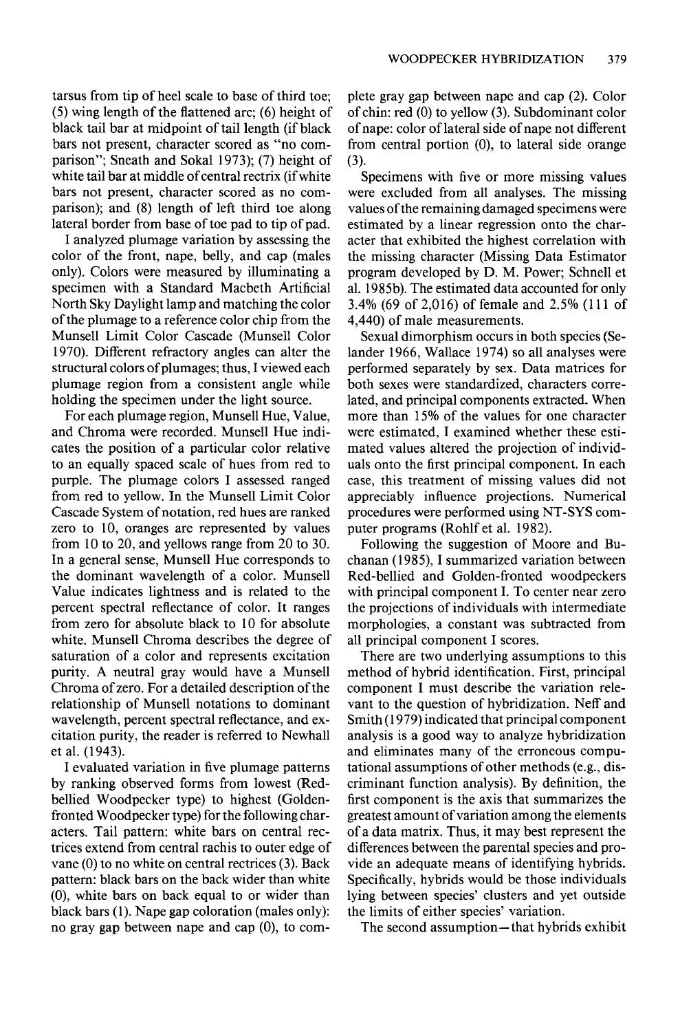tarsus from tip of heel scale to base of third toe; (5) wing length of the flattened arc; (6) height of black tail bar at midpoint of tail length (if black bars not present, character scored as "no comparison"; Sneath and Sokal 1973); (7) height of white tail bar at middle of central rectrix (if white bars not present, character scored as no comparison); and (8) length of left third toe along lateral border from base of toe pad to tip of pad.

I analyzed plumage variation by assessing the color of the front, nape, belly, and cap (males only). Colors were measured by illuminating a specimen with a Standard Macbeth Artificial North Sky Daylight lamp and matching the color of the plumage to a reference color chip from the Munsell Limit Color Cascade (Munsell Color 1970). Different refractory angles can alter the structural colors of plumages; thus, I viewed each plumage region from a consistent angle while holding the specimen under the light source.

For each plumage region, Munsell Hue, Value, and Chroma were recorded. Munsell Hue indicates the position of a particular color relative to an equally spaced scale of hues from red to purple. The plumage colors I assessed ranged from red to yellow. In the Munsell Limit Color Cascade System of notation, red hues are ranked zero to 10, oranges are represented by values from 10 to 20, and yellows range from 20 to 30. In a general sense, Munsell Hue corresponds to the dominant wavelength of a color. Munsell Value indicates lightness and is related to the percent spectral reflectance of color. It ranges from zero for absolute black to 10 for absolute white. Munsell Chroma describes the degree of saturation of a color and represents excitation purity. A neutral gray would have a Munsell Chroma of zero. For a detailed description of the relationship of Munsell notations to dominant wavelength, percent spectral reflectance, and excitation purity, the reader is referred to Newhall et al. (1943).

I evaluated variation in five plumage patterns by ranking observed forms from lowest (Red-bellied Woodpecker type) to highest (Golden-fronted Woodpecker type) for the following characters. Tail pattern: white bars on central rectrices extend from central rachis to outer edge of vane (0) to no white on central rectrices (3). Back pattern: black bars on the back wider than white (0), white bars on back equal to or wider than black bars (1). Nape gap coloration (males only): no gray gap between nape and cap (0), to complete gray gap between nape and cap (2). Color of chin: red (0) to yellow (3). Subdominant color of nape: color of lateral side of nape not different from central portion (0), to lateral side orange (3).

Specimens with five or more missing values were excluded from all analyses. The missing values of the remaining damaged specimens were estimated by a linear regression onto the character that exhibited the highest correlation with the missing character (Missing Data Estimator program developed by D. M. Power; Schnell et al. 1985b). The estimated data accounted for only 3.4% (69 of 2,016) of female and 2.5% (111 of 4,440) of male measurements.

Sexual dimorphism occurs in both species (Selander 1966, Wallace 1974) so all analyses were performed separately by sex. Data matrices for both sexes were standardized, characters correlated, and principal components extracted. When more than 15% of the values for one character were estimated, I examined whether these estimated values altered the projection of individuals onto the first principal component. In each case, this treatment of missing values did not appreciably influence projections. Numerical procedures were performed using NT-SYS computer programs (Rohlf et al. 1982).

Following the suggestion of Moore and Buchanan (1985), I summarized variation between Red-bellied and Golden-fronted woodpeckers with principal component I. To center near zero the projections of individuals with intermediate morphologies, a constant was subtracted from all principal component I scores.

There are two underlying assumptions to this method of hybrid identification. First, principal component I must describe the variation relevant to the question of hybridization. Neff and Smith (1979) indicated that principal component analysis is a good way to analyze hybridization and eliminates many of the erroneous computational assumptions of other methods (e.g., discriminant function analysis). By definition, the first component is the axis that summarizes the greatest amount of variation among the elements of a data matrix. Thus, it may best represent the differences between the parental species and provide an adequate means of identifying hybrids. Specifically, hybrids would be those individuals lying between species' clusters and yet outside the limits of either species' variation.

The second assumption—that hybrids exhibit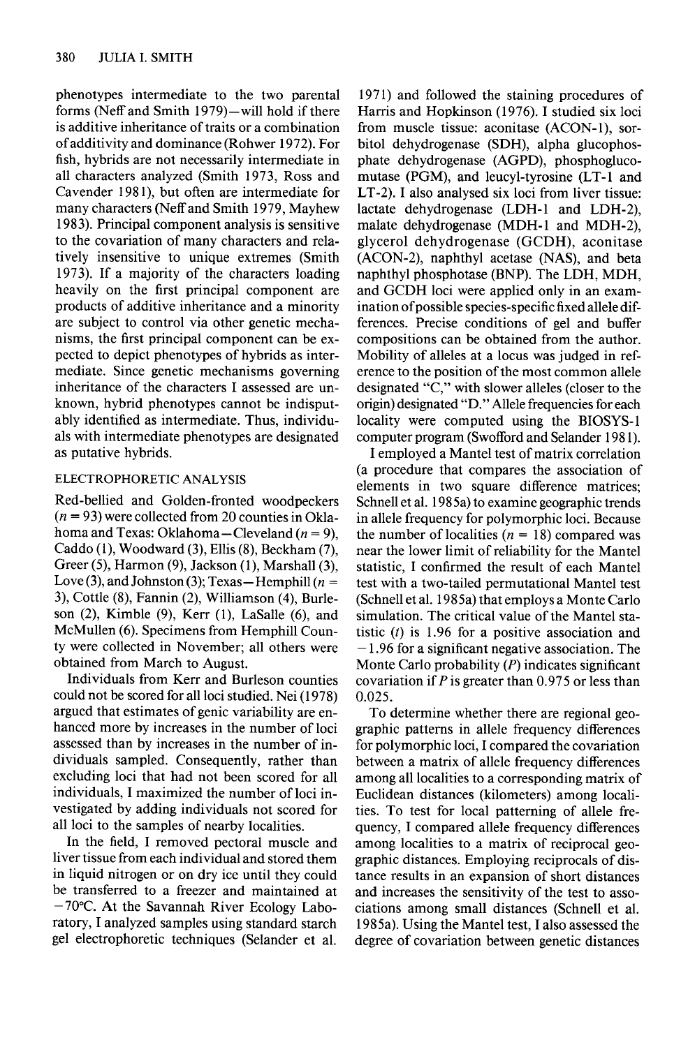phenotypes intermediate to the two parental forms (Neff and Smith 1979)—will hold if there is additive inheritance of traits or a combination of additivity and dominance (Rohwer 1972). For fish, hybrids are not necessarily intermediate in all characters analyzed (Smith 1973, Ross and Cavender 1981), but often are intermediate for many characters (Neff and Smith 1979, Mayhew 1983). Principal component analysis is sensitive to the covariation of many characters and relatively insensitive to unique extremes (Smith 1973). If a majority of the characters loading heavily on the first principal component are products of additive inheritance and a minority are subject to control via other genetic mechanisms, the first principal component can be expected to depict phenotypes of hybrids as intermediate. Since genetic mechanisms governing inheritance of the characters I assessed are unknown, hybrid phenotypes cannot be indisputably identified as intermediate. Thus, individuals with intermediate phenotypes are designated as putative hybrids.

## ELECTROPHORETIC ANALYSIS

Red-bellied and Golden-fronted woodpeckers ($n = 93$) were collected from 20 counties in Oklahoma and Texas: Oklahoma—Cleveland ($n = 9$), Caddo (1), Woodward (3), Ellis (8), Beckham (7), Greer (5), Harmon (9), Jackson (1), Marshall (3), Love (3), and Johnston (3); Texas—Hemphill ($n = 3$), Cottle (8), Fannin (2), Williamson (4), Burleson (2), Kimble (9), Kerr (1), LaSalle (6), and McMullen (6). Specimens from Hemphill County were collected in November; all others were obtained from March to August.

Individuals from Kerr and Burleson counties could not be scored for all loci studied. Nei (1978) argued that estimates of genic variability are enhanced more by increases in the number of loci assessed than by increases in the number of individuals sampled. Consequently, rather than excluding loci that had not been scored for all individuals, I maximized the number of loci investigated by adding individuals not scored for all loci to the samples of nearby localities.

In the field, I removed pectoral muscle and liver tissue from each individual and stored them in liquid nitrogen or on dry ice until they could be transferred to a freezer and maintained at −70°C. At the Savannah River Ecology Laboratory, I analyzed samples using standard starch gel electrophoretic techniques (Selander et al. 1971) and followed the staining procedures of Harris and Hopkinson (1976). I studied six loci from muscle tissue: aconitase (ACON-1), sorbitol dehydrogenase (SDH), alpha glucophosphate dehydrogenase (AGPD), phosphoglucomutase (PGM), and leucyl-tyrosine (LT-1 and LT-2). I also analysed six loci from liver tissue: lactate dehydrogenase (LDH-1 and LDH-2), malate dehydrogenase (MDH-1 and MDH-2), glycerol dehydrogenase (GCDH), aconitase (ACON-2), naphthyl acetase (NAS), and beta naphthyl phosphotase (BNP). The LDH, MDH, and GCDH loci were applied only in an examination of possible species-specific fixed allele differences. Precise conditions of gel and buffer compositions can be obtained from the author. Mobility of alleles at a locus was judged in reference to the position of the most common allele designated "C," with slower alleles (closer to the origin) designated "D." Allele frequencies for each locality were computed using the BIOSYS-1 computer program (Swofford and Selander 1981).

I employed a Mantel test of matrix correlation (a procedure that compares the association of elements in two square difference matrices; Schnell et al. 1985a) to examine geographic trends in allele frequency for polymorphic loci. Because the number of localities ($n = 18$) compared was near the lower limit of reliability for the Mantel statistic, I confirmed the result of each Mantel test with a two-tailed permutational Mantel test (Schnell et al. 1985a) that employs a Monte Carlo simulation. The critical value of the Mantel statistic ($t$) is 1.96 for a positive association and −1.96 for a significant negative association. The Monte Carlo probability ($P$) indicates significant covariation if $P$ is greater than 0.975 or less than 0.025.

To determine whether there are regional geographic patterns in allele frequency differences for polymorphic loci, I compared the covariation between a matrix of allele frequency differences among all localities to a corresponding matrix of Euclidean distances (kilometers) among localities. To test for local patterning of allele frequency, I compared allele frequency differences among localities to a matrix of reciprocal geographic distances. Employing reciprocals of distance results in an expansion of short distances and increases the sensitivity of the test to associations among small distances (Schnell et al. 1985a). Using the Mantel test, I also assessed the degree of covariation between genetic distances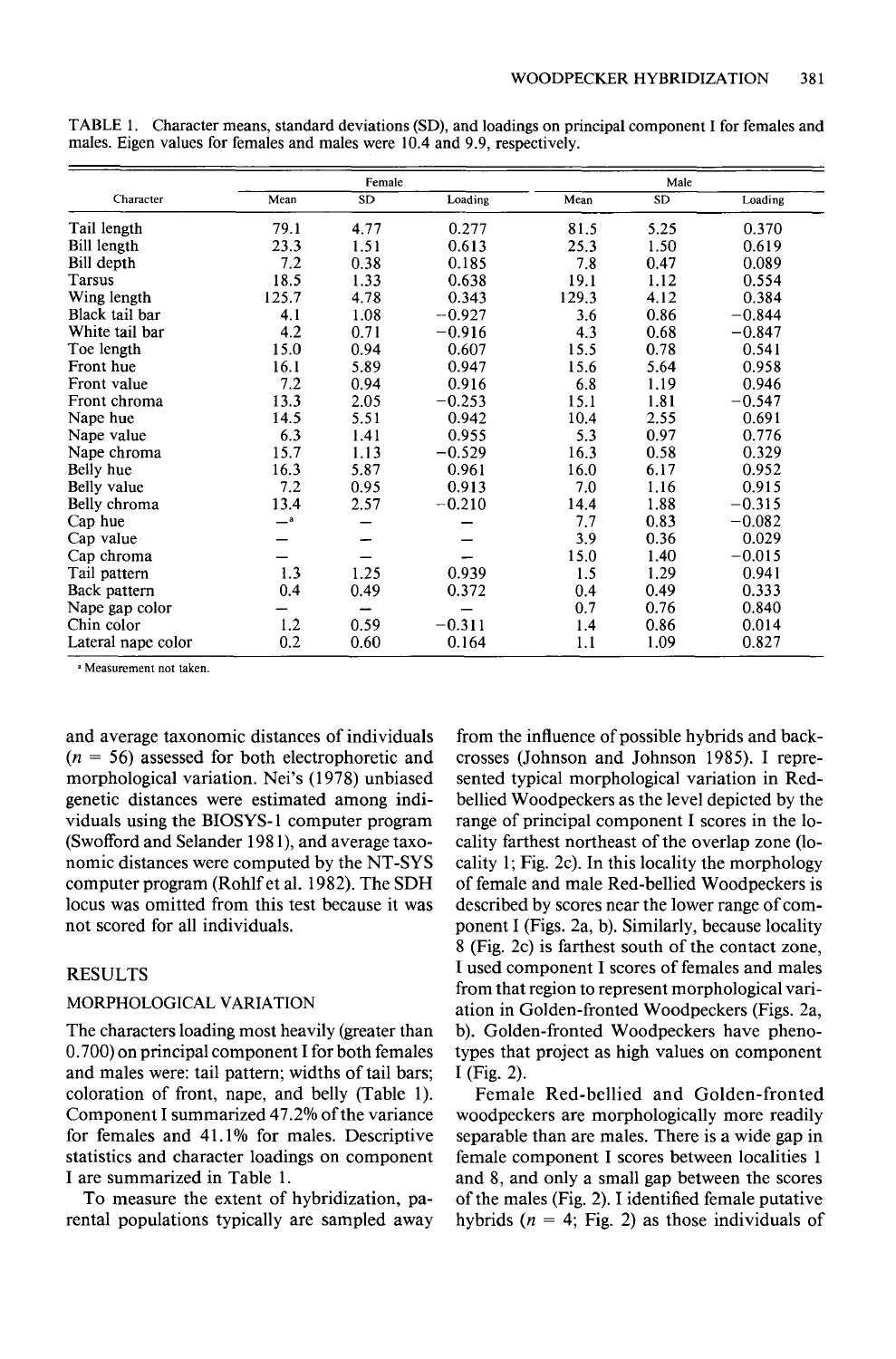TABLE 1. Character means, standard deviations (SD), and loadings on principal component I for females and males. Eigen values for females and males were 10.4 and 9.9, respectively.

| Character | Female | | | Male | | |
|---|---|---|---|---|---|---|
| | Mean | SD | Loading | Mean | SD | Loading |
| Tail length | 79.1 | 4.77 | 0.277 | 81.5 | 5.25 | 0.370 |
| Bill length | 23.3 | 1.51 | 0.613 | 25.3 | 1.50 | 0.619 |
| Bill depth | 7.2 | 0.38 | 0.185 | 7.8 | 0.47 | 0.089 |
| Tarsus | 18.5 | 1.33 | 0.638 | 19.1 | 1.12 | 0.554 |
| Wing length | 125.7 | 4.78 | 0.343 | 129.3 | 4.12 | 0.384 |
| Black tail bar | 4.1 | 1.08 | −0.927 | 3.6 | 0.86 | −0.844 |
| White tail bar | 4.2 | 0.71 | −0.916 | 4.3 | 0.68 | −0.847 |
| Toe length | 15.0 | 0.94 | 0.607 | 15.5 | 0.78 | 0.541 |
| Front hue | 16.1 | 5.89 | 0.947 | 15.6 | 5.64 | 0.958 |
| Front value | 7.2 | 0.94 | 0.916 | 6.8 | 1.19 | 0.946 |
| Front chroma | 13.3 | 2.05 | −0.253 | 15.1 | 1.81 | −0.547 |
| Nape hue | 14.5 | 5.51 | 0.942 | 10.4 | 2.55 | 0.691 |
| Nape value | 6.3 | 1.41 | 0.955 | 5.3 | 0.97 | 0.776 |
| Nape chroma | 15.7 | 1.13 | −0.529 | 16.3 | 0.58 | 0.329 |
| Belly hue | 16.3 | 5.87 | 0.961 | 16.0 | 6.17 | 0.952 |
| Belly value | 7.2 | 0.95 | 0.913 | 7.0 | 1.16 | 0.915 |
| Belly chroma | 13.4 | 2.57 | −0.210 | 14.4 | 1.88 | −0.315 |
| Cap hue | —[a] | — | — | 7.7 | 0.83 | −0.082 |
| Cap value | — | — | — | 3.9 | 0.36 | 0.029 |
| Cap chroma | — | — | — | 15.0 | 1.40 | −0.015 |
| Tail pattern | 1.3 | 1.25 | 0.939 | 1.5 | 1.29 | 0.941 |
| Back pattern | 0.4 | 0.49 | 0.372 | 0.4 | 0.49 | 0.333 |
| Nape gap color | — | — | — | 0.7 | 0.76 | 0.840 |
| Chin color | 1.2 | 0.59 | −0.311 | 1.4 | 0.86 | 0.014 |
| Lateral nape color | 0.2 | 0.60 | 0.164 | 1.1 | 1.09 | 0.827 |

[a] Measurement not taken.

and average taxonomic distances of individuals ($n = 56$) assessed for both electrophoretic and morphological variation. Nei's (1978) unbiased genetic distances were estimated among individuals using the BIOSYS-1 computer program (Swofford and Selander 1981), and average taxonomic distances were computed by the NT-SYS computer program (Rohlf et al. 1982). The SDH locus was omitted from this test because it was not scored for all individuals.

## RESULTS

### MORPHOLOGICAL VARIATION

The characters loading most heavily (greater than 0.700) on principal component I for both females and males were: tail pattern; widths of tail bars; coloration of front, nape, and belly (Table 1). Component I summarized 47.2% of the variance for females and 41.1% for males. Descriptive statistics and character loadings on component I are summarized in Table 1.

To measure the extent of hybridization, parental populations typically are sampled away from the influence of possible hybrids and backcrosses (Johnson and Johnson 1985). I represented typical morphological variation in Red-bellied Woodpeckers as the level depicted by the range of principal component I scores in the locality farthest northeast of the overlap zone (locality 1; Fig. 2c). In this locality the morphology of female and male Red-bellied Woodpeckers is described by scores near the lower range of component I (Figs. 2a, b). Similarly, because locality 8 (Fig. 2c) is farthest south of the contact zone, I used component I scores of females and males from that region to represent morphological variation in Golden-fronted Woodpeckers (Figs. 2a, b). Golden-fronted Woodpeckers have phenotypes that project as high values on component I (Fig. 2).

Female Red-bellied and Golden-fronted woodpeckers are morphologically more readily separable than are males. There is a wide gap in female component I scores between localities 1 and 8, and only a small gap between the scores of the males (Fig. 2). I identified female putative hybrids ($n = 4$; Fig. 2) as those individuals of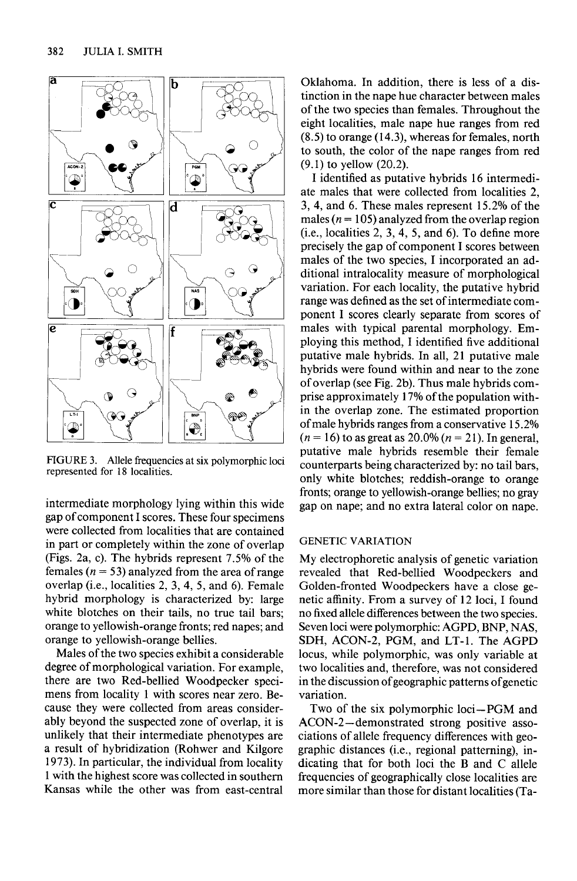FIGURE 3. Allele frequencies at six polymorphic loci represented for 18 localities.

intermediate morphology lying within this wide gap of component I scores. These four specimens were collected from localities that are contained in part or completely within the zone of overlap (Figs. 2a, c). The hybrids represent 7.5% of the females ($n = 53$) analyzed from the area of range overlap (i.e., localities 2, 3, 4, 5, and 6). Female hybrid morphology is characterized by: large white blotches on their tails, no true tail bars; orange to yellowish-orange fronts; red napes; and orange to yellowish-orange bellies.

Males of the two species exhibit a considerable degree of morphological variation. For example, there are two Red-bellied Woodpecker specimens from locality 1 with scores near zero. Because they were collected from areas considerably beyond the suspected zone of overlap, it is unlikely that their intermediate phenotypes are a result of hybridization (Rohwer and Kilgore 1973). In particular, the individual from locality 1 with the highest score was collected in southern Kansas while the other was from east-central Oklahoma. In addition, there is less of a distinction in the nape hue character between males of the two species than females. Throughout the eight localities, male nape hue ranges from red (8.5) to orange (14.3), whereas for females, north to south, the color of the nape ranges from red (9.1) to yellow (20.2).

I identified as putative hybrids 16 intermediate males that were collected from localities 2, 3, 4, and 6. These males represent 15.2% of the males ($n = 105$) analyzed from the overlap region (i.e., localities 2, 3, 4, 5, and 6). To define more precisely the gap of component I scores between males of the two species, I incorporated an additional intralocality measure of morphological variation. For each locality, the putative hybrid range was defined as the set of intermediate component I scores clearly separate from scores of males with typical parental morphology. Employing this method, I identified five additional putative male hybrids. In all, 21 putative male hybrids were found within and near to the zone of overlap (see Fig. 2b). Thus male hybrids comprise approximately 17% of the population within the overlap zone. The estimated proportion of male hybrids ranges from a conservative 15.2% ($n = 16$) to as great as 20.0% ($n = 21$). In general, putative male hybrids resemble their female counterparts being characterized by: no tail bars, only white blotches; reddish-orange to orange fronts; orange to yellowish-orange bellies; no gray gap on nape; and no extra lateral color on nape.

## GENETIC VARIATION

My electrophoretic analysis of genetic variation revealed that Red-bellied Woodpeckers and Golden-fronted Woodpeckers have a close genetic affinity. From a survey of 12 loci, I found no fixed allele differences between the two species. Seven loci were polymorphic: AGPD, BNP, NAS, SDH, ACON-2, PGM, and LT-1. The AGPD locus, while polymorphic, was only variable at two localities and, therefore, was not considered in the discussion of geographic patterns of genetic variation.

Two of the six polymorphic loci—PGM and ACON-2—demonstrated strong positive associations of allele frequency differences with geographic distances (i.e., regional patterning), indicating that for both loci the B and C allele frequencies of geographically close localities are more similar than those for distant localities (Ta-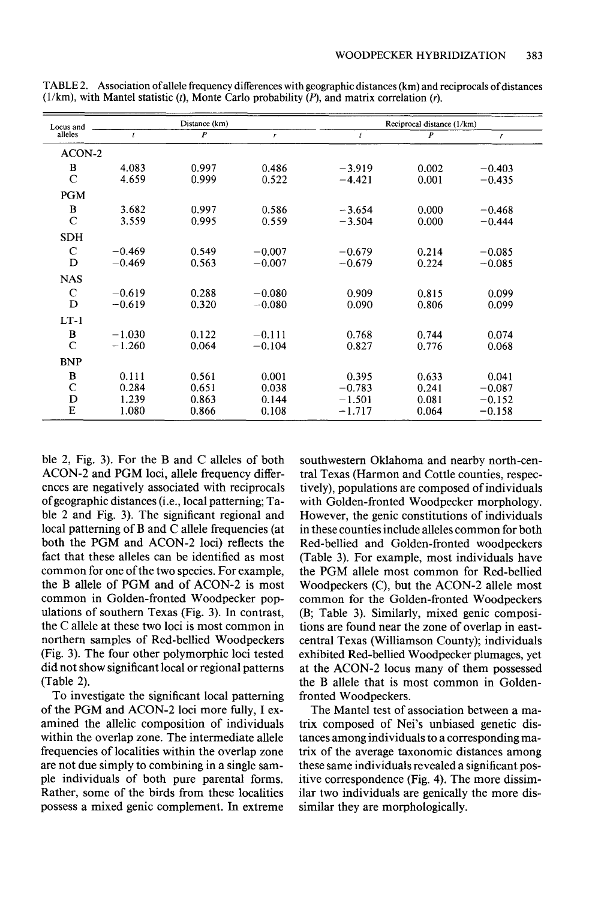TABLE 2. Association of allele frequency differences with geographic distances (km) and reciprocals of distances (1/km), with Mantel statistic ($t$), Monte Carlo probability ($P$), and matrix correlation ($r$).

| Locus and alleles | Distance (km) | | | Reciprocal distance (1/km) | | |
|---|---|---|---|---|---|---|
| | $t$ | $P$ | $r$ | $t$ | $P$ | $r$ |
| ACON-2 | | | | | | |
| B | 4.083 | 0.997 | 0.486 | −3.919 | 0.002 | −0.403 |
| C | 4.659 | 0.999 | 0.522 | −4.421 | 0.001 | −0.435 |
| PGM | | | | | | |
| B | 3.682 | 0.997 | 0.586 | −3.654 | 0.000 | −0.468 |
| C | 3.559 | 0.995 | 0.559 | −3.504 | 0.000 | −0.444 |
| SDH | | | | | | |
| C | −0.469 | 0.549 | −0.007 | −0.679 | 0.214 | −0.085 |
| D | −0.469 | 0.563 | −0.007 | −0.679 | 0.224 | −0.085 |
| NAS | | | | | | |
| C | −0.619 | 0.288 | −0.080 | 0.909 | 0.815 | 0.099 |
| D | −0.619 | 0.320 | −0.080 | 0.090 | 0.806 | 0.099 |
| LT-1 | | | | | | |
| B | −1.030 | 0.122 | −0.111 | 0.768 | 0.744 | 0.074 |
| C | −1.260 | 0.064 | −0.104 | 0.827 | 0.776 | 0.068 |
| BNP | | | | | | |
| B | 0.111 | 0.561 | 0.001 | 0.395 | 0.633 | 0.041 |
| C | 0.284 | 0.651 | 0.038 | −0.783 | 0.241 | −0.087 |
| D | 1.239 | 0.863 | 0.144 | −1.501 | 0.081 | −0.152 |
| E | 1.080 | 0.866 | 0.108 | −1.717 | 0.064 | −0.158 |

ble 2, Fig. 3). For the B and C alleles of both ACON-2 and PGM loci, allele frequency differences are negatively associated with reciprocals of geographic distances (i.e., local patterning; Table 2 and Fig. 3). The significant regional and local patterning of B and C allele frequencies (at both the PGM and ACON-2 loci) reflects the fact that these alleles can be identified as most common for one of the two species. For example, the B allele of PGM and of ACON-2 is most common in Golden-fronted Woodpecker populations of southern Texas (Fig. 3). In contrast, the C allele at these two loci is most common in northern samples of Red-bellied Woodpeckers (Fig. 3). The four other polymorphic loci tested did not show significant local or regional patterns (Table 2).

To investigate the significant local patterning of the PGM and ACON-2 loci more fully, I examined the allelic composition of individuals within the overlap zone. The intermediate allele frequencies of localities within the overlap zone are not due simply to combining in a single sample individuals of both pure parental forms. Rather, some of the birds from these localities possess a mixed genic complement. In extreme southwestern Oklahoma and nearby north-central Texas (Harmon and Cottle counties, respectively), populations are composed of individuals with Golden-fronted Woodpecker morphology. However, the genic constitutions of individuals in these counties include alleles common for both Red-bellied and Golden-fronted woodpeckers (Table 3). For example, most individuals have the PGM allele most common for Red-bellied Woodpeckers (C), but the ACON-2 allele most common for the Golden-fronted Woodpeckers (B; Table 3). Similarly, mixed genic compositions are found near the zone of overlap in east-central Texas (Williamson County); individuals exhibited Red-bellied Woodpecker plumages, yet at the ACON-2 locus many of them possessed the B allele that is most common in Golden-fronted Woodpeckers.

The Mantel test of association between a matrix composed of Nei's unbiased genetic distances among individuals to a corresponding matrix of the average taxonomic distances among these same individuals revealed a significant positive correspondence (Fig. 4). The more dissimilar two individuals are genically the more dissimilar they are morphologically.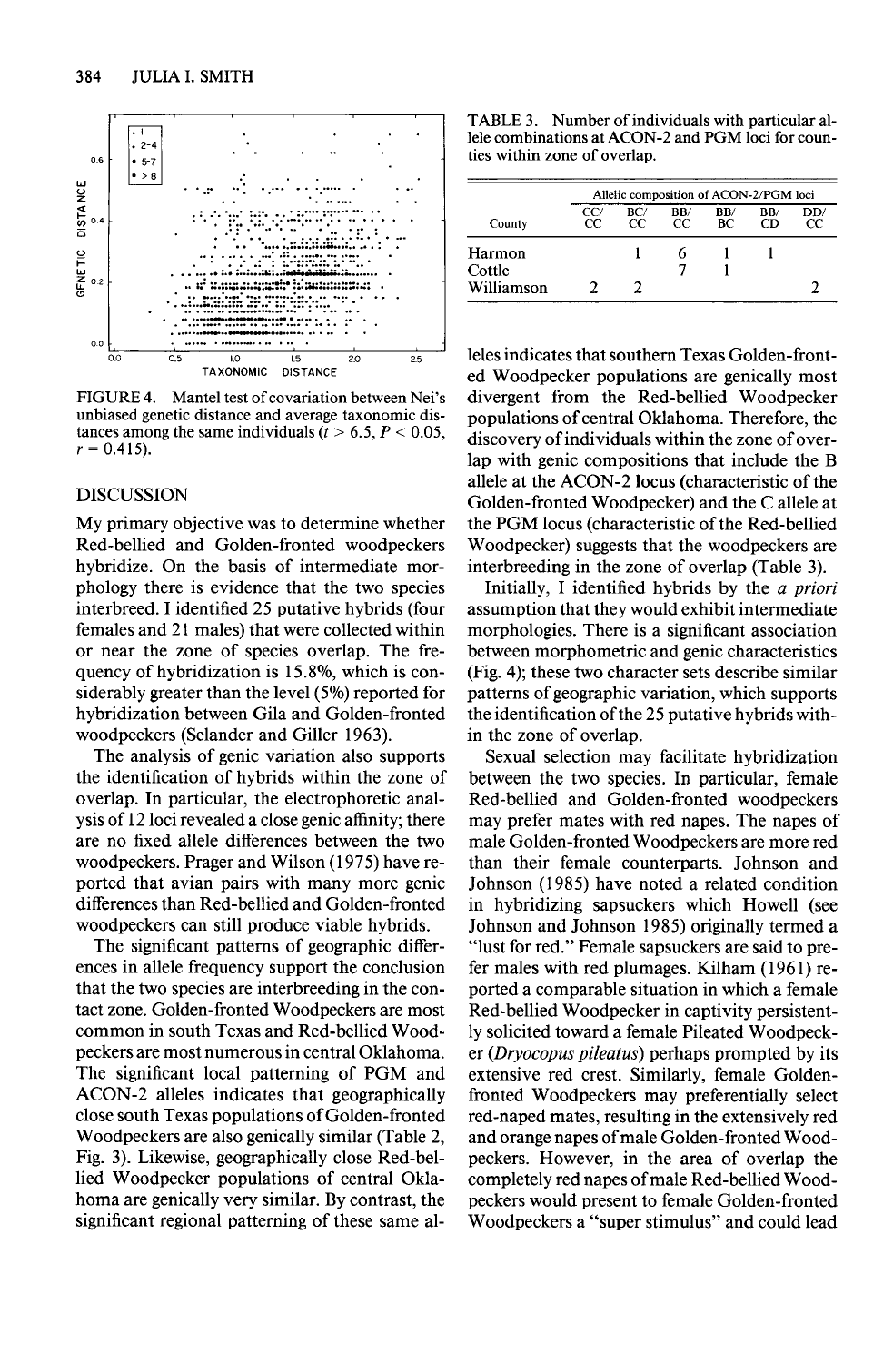FIGURE 4. Mantel test of covariation between Nei's unbiased genetic distance and average taxonomic distances among the same individuals ($t > 6.5$, $P < 0.05$, $r = 0.415$).

## DISCUSSION

My primary objective was to determine whether Red-bellied and Golden-fronted woodpeckers hybridize. On the basis of intermediate morphology there is evidence that the two species interbreed. I identified 25 putative hybrids (four females and 21 males) that were collected within or near the zone of species overlap. The frequency of hybridization is 15.8%, which is considerably greater than the level (5%) reported for hybridization between Gila and Golden-fronted woodpeckers (Selander and Giller 1963).

The analysis of genic variation also supports the identification of hybrids within the zone of overlap. In particular, the electrophoretic analysis of 12 loci revealed a close genic affinity; there are no fixed allele differences between the two woodpeckers. Prager and Wilson (1975) have reported that avian pairs with many more genic differences than Red-bellied and Golden-fronted woodpeckers can still produce viable hybrids.

The significant patterns of geographic differences in allele frequency support the conclusion that the two species are interbreeding in the contact zone. Golden-fronted Woodpeckers are most common in south Texas and Red-bellied Woodpeckers are most numerous in central Oklahoma. The significant local patterning of PGM and ACON-2 alleles indicates that geographically close south Texas populations of Golden-fronted Woodpeckers are also genically similar (Table 2, Fig. 3). Likewise, geographically close Red-bellied Woodpecker populations of central Oklahoma are genically very similar. By contrast, the significant regional patterning of these same alleles indicates that southern Texas Golden-fronted Woodpecker populations are genically most divergent from the Red-bellied Woodpecker populations of central Oklahoma. Therefore, the discovery of individuals within the zone of overlap with genic compositions that include the B allele at the ACON-2 locus (characteristic of the Golden-fronted Woodpecker) and the C allele at the PGM locus (characteristic of the Red-bellied Woodpecker) suggests that the woodpeckers are interbreeding in the zone of overlap (Table 3).

TABLE 3. Number of individuals with particular allele combinations at ACON-2 and PGM loci for counties within zone of overlap.

| | Allelic composition of ACON-2/PGM loci | | | | | |
|---|---|---|---|---|---|---|
| County | CC/CC | BC/CC | BB/CC | BB/BC | BB/CD | DD/CC |
| Harmon | | 1 | 6 | 1 | 1 | |
| Cottle | | | 7 | 1 | | |
| Williamson | 2 | 2 | | | | 2 |

Initially, I identified hybrids by the *a priori* assumption that they would exhibit intermediate morphologies. There is a significant association between morphometric and genic characteristics (Fig. 4); these two character sets describe similar patterns of geographic variation, which supports the identification of the 25 putative hybrids within the zone of overlap.

Sexual selection may facilitate hybridization between the two species. In particular, female Red-bellied and Golden-fronted woodpeckers may prefer mates with red napes. The napes of male Golden-fronted Woodpeckers are more red than their female counterparts. Johnson and Johnson (1985) have noted a related condition in hybridizing sapsuckers which Howell (see Johnson and Johnson 1985) originally termed a "lust for red." Female sapsuckers are said to prefer males with red plumages. Kilham (1961) reported a comparable situation in which a female Red-bellied Woodpecker in captivity persistently solicited toward a female Pileated Woodpecker (*Dryocopus pileatus*) perhaps prompted by its extensive red crest. Similarly, female Golden-fronted Woodpeckers may preferentially select red-naped mates, resulting in the extensively red and orange napes of male Golden-fronted Woodpeckers. However, in the area of overlap the completely red napes of male Red-bellied Woodpeckers would present to female Golden-fronted Woodpeckers a "super stimulus" and could lead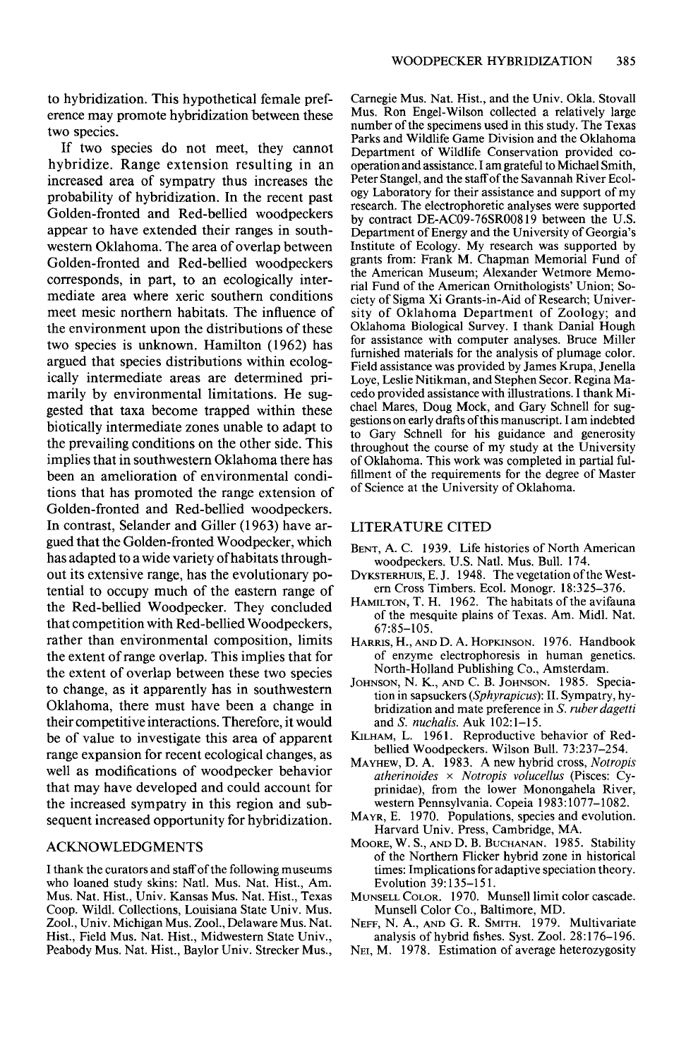to hybridization. This hypothetical female preference may promote hybridization between these two species.

If two species do not meet, they cannot hybridize. Range extension resulting in an increased area of sympatry thus increases the probability of hybridization. In the recent past Golden-fronted and Red-bellied woodpeckers appear to have extended their ranges in southwestern Oklahoma. The area of overlap between Golden-fronted and Red-bellied woodpeckers corresponds, in part, to an ecologically intermediate area where xeric southern conditions meet mesic northern habitats. The influence of the environment upon the distributions of these two species is unknown. Hamilton (1962) has argued that species distributions within ecologically intermediate areas are determined primarily by environmental limitations. He suggested that taxa become trapped within these biotically intermediate zones unable to adapt to the prevailing conditions on the other side. This implies that in southwestern Oklahoma there has been an amelioration of environmental conditions that has promoted the range extension of Golden-fronted and Red-bellied woodpeckers. In contrast, Selander and Giller (1963) have argued that the Golden-fronted Woodpecker, which has adapted to a wide variety of habitats throughout its extensive range, has the evolutionary potential to occupy much of the eastern range of the Red-bellied Woodpecker. They concluded that competition with Red-bellied Woodpeckers, rather than environmental composition, limits the extent of range overlap. This implies that for the extent of overlap between these two species to change, as it apparently has in southwestern Oklahoma, there must have been a change in their competitive interactions. Therefore, it would be of value to investigate this area of apparent range expansion for recent ecological changes, as well as modifications of woodpecker behavior that may have developed and could account for the increased sympatry in this region and subsequent increased opportunity for hybridization.

## ACKNOWLEDGMENTS

I thank the curators and staff of the following museums who loaned study skins: Natl. Mus. Nat. Hist., Am. Mus. Nat. Hist., Univ. Kansas Mus. Nat. Hist., Texas Coop. Wildl. Collections, Louisiana State Univ. Mus. Zool., Univ. Michigan Mus. Zool., Delaware Mus. Nat. Hist., Field Mus. Nat. Hist., Midwestern State Univ., Peabody Mus. Nat. Hist., Baylor Univ. Strecker Mus., Carnegie Mus. Nat. Hist., and the Univ. Okla. Stovall Mus. Ron Engel-Wilson collected a relatively large number of the specimens used in this study. The Texas Parks and Wildlife Game Division and the Oklahoma Department of Wildlife Conservation provided cooperation and assistance. I am grateful to Michael Smith, Peter Stangel, and the staff of the Savannah River Ecology Laboratory for their assistance and support of my research. The electrophoretic analyses were supported by contract DE-AC09-76SR00819 between the U.S. Department of Energy and the University of Georgia's Institute of Ecology. My research was supported by grants from: Frank M. Chapman Memorial Fund of the American Museum; Alexander Wetmore Memorial Fund of the American Ornithologists' Union; Society of Sigma Xi Grants-in-Aid of Research; University of Oklahoma Department of Zoology; and Oklahoma Biological Survey. I thank Danial Hough for assistance with computer analyses. Bruce Miller furnished materials for the analysis of plumage color. Field assistance was provided by James Krupa, Jenella Loye, Leslie Nitikman, and Stephen Secor. Regina Macedo provided assistance with illustrations. I thank Michael Mares, Doug Mock, and Gary Schnell for suggestions on early drafts of this manuscript. I am indebted to Gary Schnell for his guidance and generosity throughout the course of my study at the University of Oklahoma. This work was completed in partial fulfillment of the requirements for the degree of Master of Science at the University of Oklahoma.

## LITERATURE CITED

Bent, A. C. 1939. Life histories of North American woodpeckers. U.S. Natl. Mus. Bull. 174.

Dyksterhuis, E. J. 1948. The vegetation of the Western Cross Timbers. Ecol. Monogr. 18:325–376.

Hamilton, T. H. 1962. The habitats of the avifauna of the mesquite plains of Texas. Am. Midl. Nat. 67:85–105.

Harris, H., and D. A. Hopkinson. 1976. Handbook of enzyme electrophoresis in human genetics. North-Holland Publishing Co., Amsterdam.

Johnson, N. K., and C. B. Johnson. 1985. Speciation in sapsuckers (*Sphyrapicus*): II. Sympatry, hybridization and mate preference in *S. ruber dagetti* and *S. nuchalis*. Auk 102:1–15.

Kilham, L. 1961. Reproductive behavior of Red-bellied Woodpeckers. Wilson Bull. 73:237–254.

Mayhew, D. A. 1983. A new hybrid cross, *Notropis atherinoides* × *Notropis volucellus* (Pisces: Cyprinidae), from the lower Monongahela River, western Pennsylvania. Copeia 1983:1077–1082.

Mayr, E. 1970. Populations, species and evolution. Harvard Univ. Press, Cambridge, MA.

Moore, W. S., and D. B. Buchanan. 1985. Stability of the Northern Flicker hybrid zone in historical times: Implications for adaptive speciation theory. Evolution 39:135–151.

Munsell Color. 1970. Munsell limit color cascade. Munsell Color Co., Baltimore, MD.

Neff, N. A., and G. R. Smith. 1979. Multivariate analysis of hybrid fishes. Syst. Zool. 28:176–196.

Nei, M. 1978. Estimation of average heterozygosity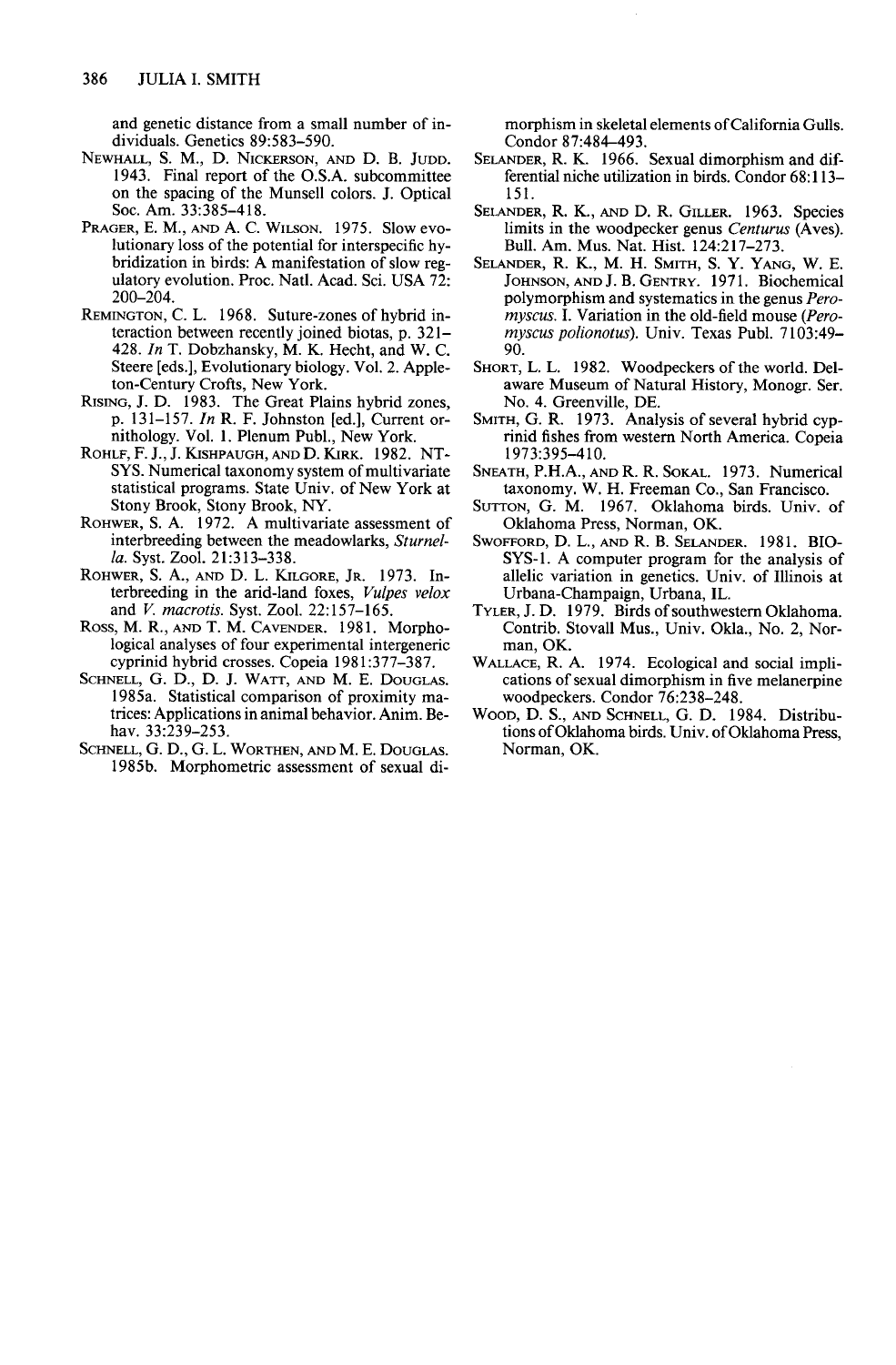and genetic distance from a small number of individuals. Genetics 89:583–590.

Newhall, S. M., D. Nickerson, and D. B. Judd. 1943. Final report of the O.S.A. subcommittee on the spacing of the Munsell colors. J. Optical Soc. Am. 33:385–418.

Prager, E. M., and A. C. Wilson. 1975. Slow evolutionary loss of the potential for interspecific hybridization in birds: A manifestation of slow regulatory evolution. Proc. Natl. Acad. Sci. USA 72: 200–204.

Remington, C. L. 1968. Suture-zones of hybrid interaction between recently joined biotas, p. 321–428. *In* T. Dobzhansky, M. K. Hecht, and W. C. Steere [eds.], Evolutionary biology. Vol. 2. Appleton-Century Crofts, New York.

Rising, J. D. 1983. The Great Plains hybrid zones, p. 131–157. *In* R. F. Johnston [ed.], Current ornithology. Vol. 1. Plenum Publ., New York.

Rohlf, F. J., J. Kishpaugh, and D. Kirk. 1982. NT-SYS. Numerical taxonomy system of multivariate statistical programs. State Univ. of New York at Stony Brook, Stony Brook, NY.

Rohwer, S. A. 1972. A multivariate assessment of interbreeding between the meadowlarks, *Sturnella*. Syst. Zool. 21:313–338.

Rohwer, S. A., and D. L. Kilgore, Jr. 1973. Interbreeding in the arid-land foxes, *Vulpes velox* and *V. macrotis*. Syst. Zool. 22:157–165.

Ross, M. R., and T. M. Cavender. 1981. Morphological analyses of four experimental intergeneric cyprinid hybrid crosses. Copeia 1981:377–387.

Schnell, G. D., D. J. Watt, and M. E. Douglas. 1985a. Statistical comparison of proximity matrices: Applications in animal behavior. Anim. Behav. 33:239–253.

Schnell, G. D., G. L. Worthen, and M. E. Douglas. 1985b. Morphometric assessment of sexual dimorphism in skeletal elements of California Gulls. Condor 87:484–493.

Selander, R. K. 1966. Sexual dimorphism and differential niche utilization in birds. Condor 68:113–151.

Selander, R. K., and D. R. Giller. 1963. Species limits in the woodpecker genus *Centurus* (Aves). Bull. Am. Mus. Nat. Hist. 124:217–273.

Selander, R. K., M. H. Smith, S. Y. Yang, W. E. Johnson, and J. B. Gentry. 1971. Biochemical polymorphism and systematics in the genus *Peromyscus*. I. Variation in the old-field mouse (*Peromyscus polionotus*). Univ. Texas Publ. 7103:49–90.

Short, L. L. 1982. Woodpeckers of the world. Delaware Museum of Natural History, Monogr. Ser. No. 4. Greenville, DE.

Smith, G. R. 1973. Analysis of several hybrid cyprinid fishes from western North America. Copeia 1973:395–410.

Sneath, P.H.A., and R. R. Sokal. 1973. Numerical taxonomy. W. H. Freeman Co., San Francisco.

Sutton, G. M. 1967. Oklahoma birds. Univ. of Oklahoma Press, Norman, OK.

Swofford, D. L., and R. B. Selander. 1981. BIOSYS-1. A computer program for the analysis of allelic variation in genetics. Univ. of Illinois at Urbana-Champaign, Urbana, IL.

Tyler, J. D. 1979. Birds of southwestern Oklahoma. Contrib. Stovall Mus., Univ. Okla., No. 2, Norman, OK.

Wallace, R. A. 1974. Ecological and social implications of sexual dimorphism in five melanerpine woodpeckers. Condor 76:238–248.

Wood, D. S., and Schnell, G. D. 1984. Distributions of Oklahoma birds. Univ. of Oklahoma Press, Norman, OK.